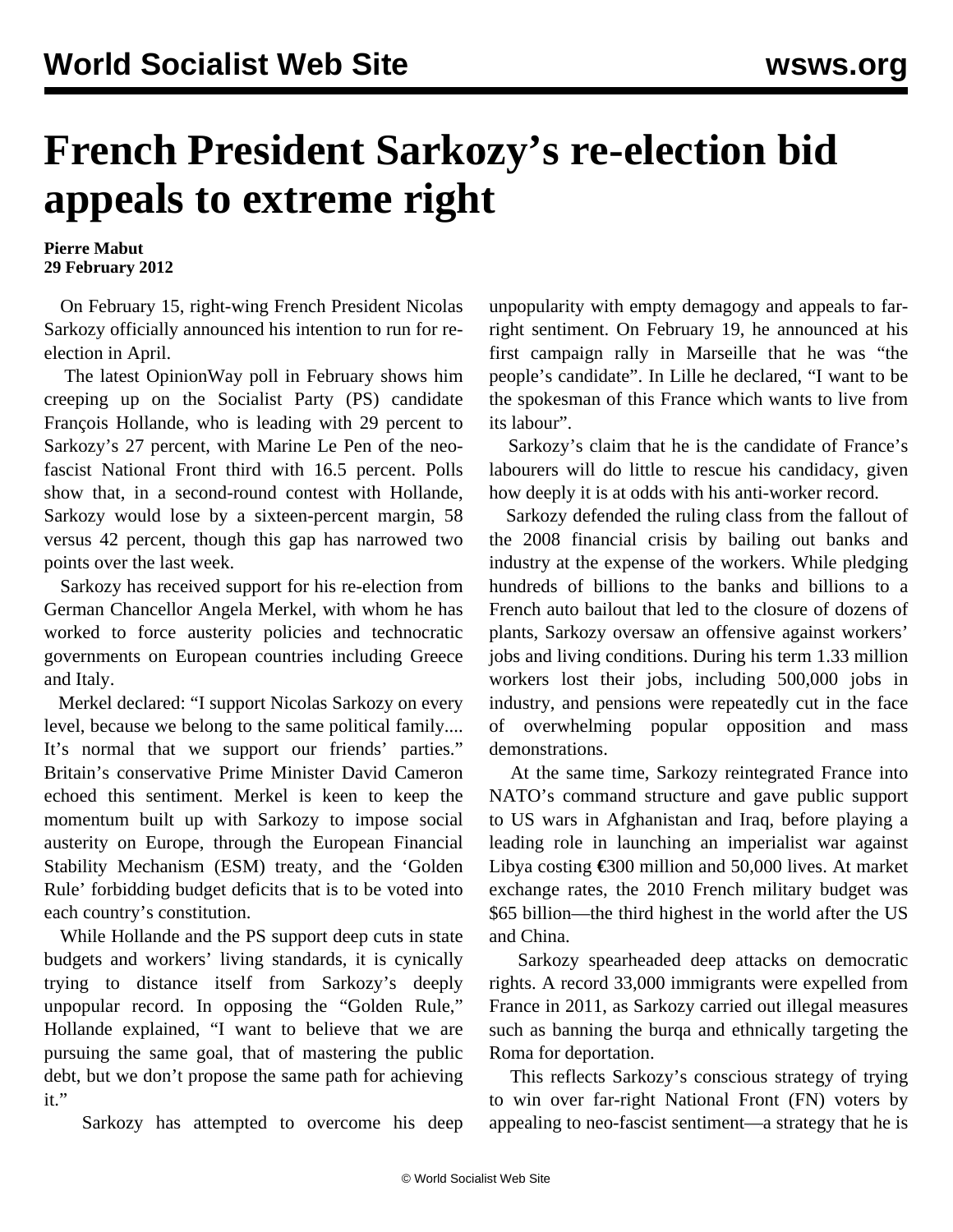# French President Sarkozy's re-election bid appeals to extreme right

**Pierre Mabut**
**29 February 2012**

On February 15, right-wing French President Nicolas Sarkozy officially announced his intention to run for re-election in April.

The latest OpinionWay poll in February shows him creeping up on the Socialist Party (PS) candidate François Hollande, who is leading with 29 percent to Sarkozy's 27 percent, with Marine Le Pen of the neo-fascist National Front third with 16.5 percent. Polls show that, in a second-round contest with Hollande, Sarkozy would lose by a sixteen-percent margin, 58 versus 42 percent, though this gap has narrowed two points over the last week.

Sarkozy has received support for his re-election from German Chancellor Angela Merkel, with whom he has worked to force austerity policies and technocratic governments on European countries including Greece and Italy.

Merkel declared: "I support Nicolas Sarkozy on every level, because we belong to the same political family.... It's normal that we support our friends' parties." Britain's conservative Prime Minister David Cameron echoed this sentiment. Merkel is keen to keep the momentum built up with Sarkozy to impose social austerity on Europe, through the European Financial Stability Mechanism (ESM) treaty, and the 'Golden Rule' forbidding budget deficits that is to be voted into each country's constitution.

While Hollande and the PS support deep cuts in state budgets and workers' living standards, it is cynically trying to distance itself from Sarkozy's deeply unpopular record. In opposing the "Golden Rule," Hollande explained, "I want to believe that we are pursuing the same goal, that of mastering the public debt, but we don't propose the same path for achieving it."

Sarkozy has attempted to overcome his deep unpopularity with empty demagogy and appeals to far-right sentiment. On February 19, he announced at his first campaign rally in Marseille that he was "the people's candidate". In Lille he declared, "I want to be the spokesman of this France which wants to live from its labour".

Sarkozy's claim that he is the candidate of France's labourers will do little to rescue his candidacy, given how deeply it is at odds with his anti-worker record.

Sarkozy defended the ruling class from the fallout of the 2008 financial crisis by bailing out banks and industry at the expense of the workers. While pledging hundreds of billions to the banks and billions to a French auto bailout that led to the closure of dozens of plants, Sarkozy oversaw an offensive against workers' jobs and living conditions. During his term 1.33 million workers lost their jobs, including 500,000 jobs in industry, and pensions were repeatedly cut in the face of overwhelming popular opposition and mass demonstrations.

At the same time, Sarkozy reintegrated France into NATO's command structure and gave public support to US wars in Afghanistan and Iraq, before playing a leading role in launching an imperialist war against Libya costing €300 million and 50,000 lives. At market exchange rates, the 2010 French military budget was $65 billion—the third highest in the world after the US and China.

Sarkozy spearheaded deep attacks on democratic rights. A record 33,000 immigrants were expelled from France in 2011, as Sarkozy carried out illegal measures such as banning the burqa and ethnically targeting the Roma for deportation.

This reflects Sarkozy's conscious strategy of trying to win over far-right National Front (FN) voters by appealing to neo-fascist sentiment—a strategy that he is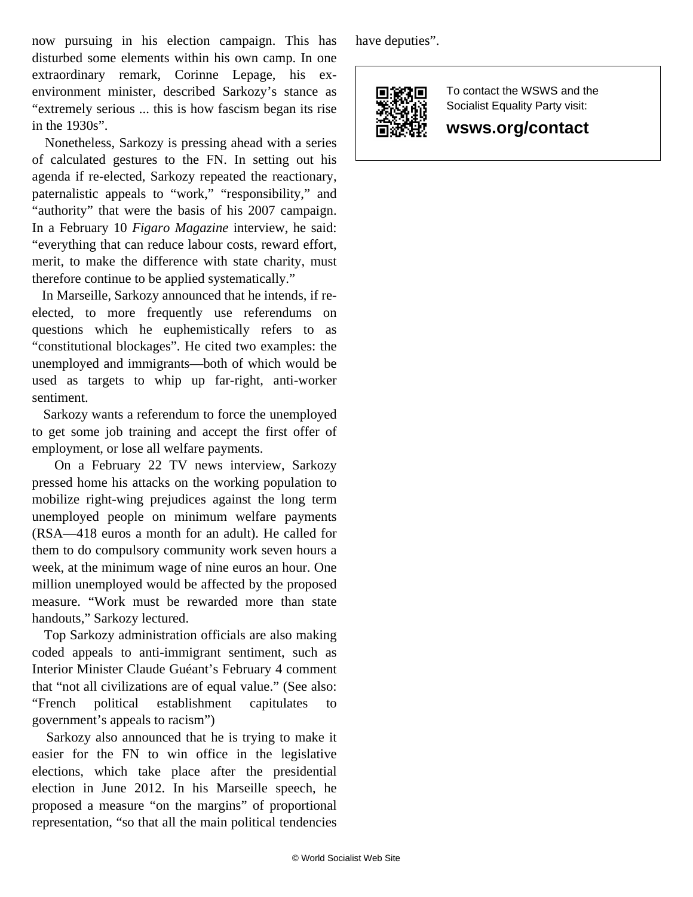now pursuing in his election campaign. This has disturbed some elements within his own camp. In one extraordinary remark, Corinne Lepage, his ex-environment minister, described Sarkozy's stance as "extremely serious ... this is how fascism began its rise in the 1930s".

Nonetheless, Sarkozy is pressing ahead with a series of calculated gestures to the FN. In setting out his agenda if re-elected, Sarkozy repeated the reactionary, paternalistic appeals to "work," "responsibility," and "authority" that were the basis of his 2007 campaign. In a February 10 *Figaro Magazine* interview, he said: "everything that can reduce labour costs, reward effort, merit, to make the difference with state charity, must therefore continue to be applied systematically."

In Marseille, Sarkozy announced that he intends, if re-elected, to more frequently use referendums on questions which he euphemistically refers to as "constitutional blockages". He cited two examples: the unemployed and immigrants—both of which would be used as targets to whip up far-right, anti-worker sentiment.

Sarkozy wants a referendum to force the unemployed to get some job training and accept the first offer of employment, or lose all welfare payments.

On a February 22 TV news interview, Sarkozy pressed home his attacks on the working population to mobilize right-wing prejudices against the long term unemployed people on minimum welfare payments (RSA—418 euros a month for an adult). He called for them to do compulsory community work seven hours a week, at the minimum wage of nine euros an hour. One million unemployed would be affected by the proposed measure. "Work must be rewarded more than state handouts," Sarkozy lectured.

Top Sarkozy administration officials are also making coded appeals to anti-immigrant sentiment, such as Interior Minister Claude Guéant's February 4 comment that "not all civilizations are of equal value." (See also: "French political establishment capitulates to government's appeals to racism")

Sarkozy also announced that he is trying to make it easier for the FN to win office in the legislative elections, which take place after the presidential election in June 2012. In his Marseille speech, he proposed a measure "on the margins" of proportional representation, "so that all the main political tendencies have deputies".

To contact the WSWS and the Socialist Equality Party visit:

**wsws.org/contact**